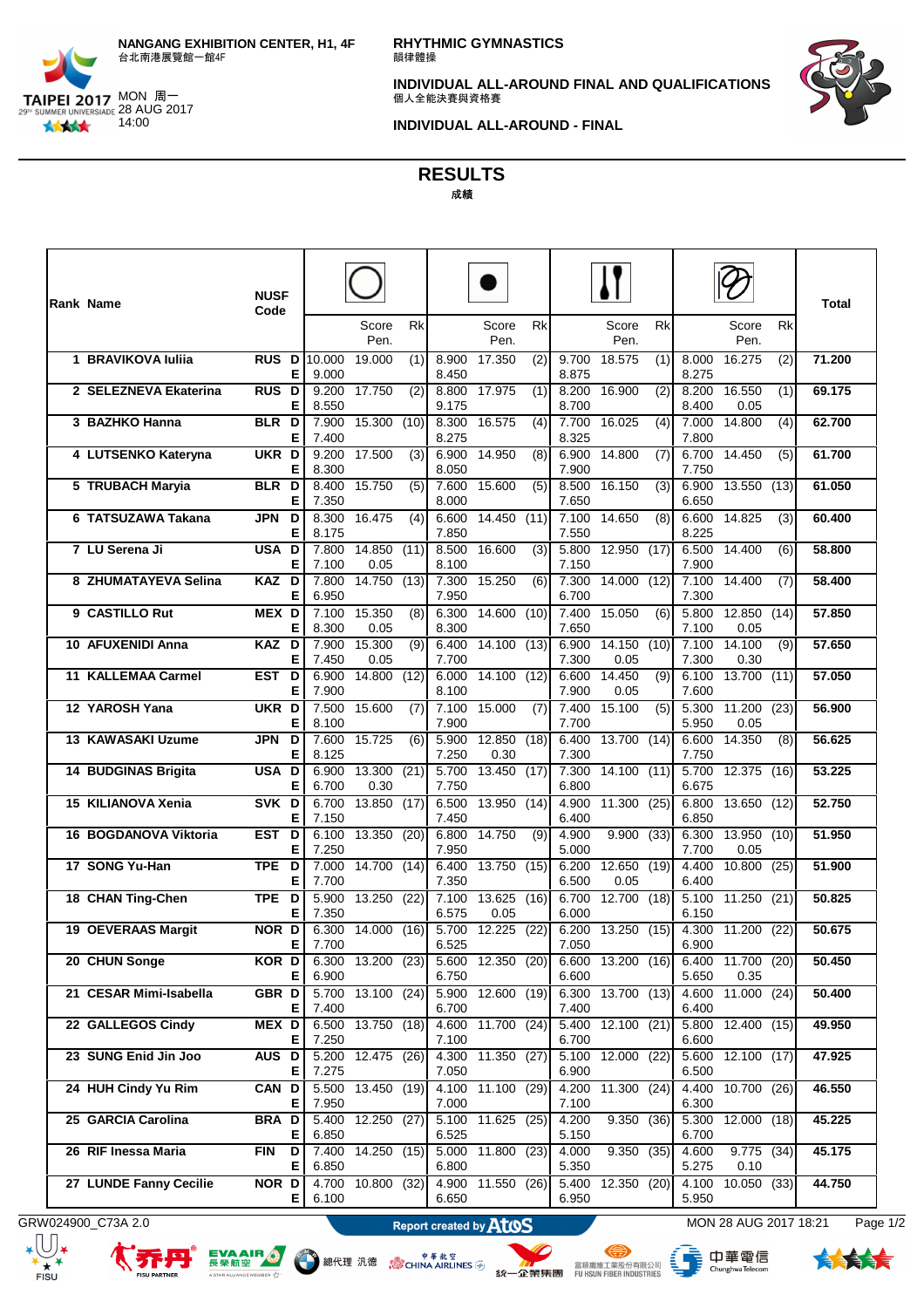NANGANG EXHIBITION CENTER, H1, 4F
台北南港展覽館一館4F

TAIPEI 2017 29th SUMMER UNIVERSIADE
MON 周一
28 AUG 2017
14:00

RHYTHMIC GYMNASTICS
韻律體操

INDIVIDUAL ALL-AROUND FINAL AND QUALIFICATIONS
個人全能決賽與資格賽

INDIVIDUAL ALL-AROUND - FINAL

# RESULTS
成績

| Rank | Name | NUSF Code | | Hoop D/E | Hoop Score / Pen. | Hoop Rk | Ball D/E | Ball Score / Pen. | Ball Rk | Clubs D/E | Clubs Score / Pen. | Clubs Rk | Ribbon D/E | Ribbon Score / Pen. | Ribbon Rk | Total |
|---|---|---|---|---|---|---|---|---|---|---|---|---|---|---|---|---|
| 1 | BRAVIKOVA Iuliia | RUS | D | 10.000 | 19.000 | (1) | 8.900 | 17.350 | (2) | 9.700 | 18.575 | (1) | 8.000 | 16.275 | (2) | 71.200 |
| | | | E | 9.000 | | | 8.450 | | | 8.875 | | | 8.275 | | | |
| 2 | SELEZNEVA Ekaterina | RUS | D | 9.200 | 17.750 | (2) | 8.800 | 17.975 | (1) | 8.200 | 16.900 | (2) | 8.200 | 16.550 | (1) | 69.175 |
| | | | E | 8.550 | | | 9.175 | | | 8.700 | | | 8.400 | 0.05 | | |
| 3 | BAZHKO Hanna | BLR | D | 7.900 | 15.300 | (10) | 8.300 | 16.575 | (4) | 7.700 | 16.025 | (4) | 7.000 | 14.800 | (4) | 62.700 |
| | | | E | 7.400 | | | 8.275 | | | 8.325 | | | 7.800 | | | |
| 4 | LUTSENKO Kateryna | UKR | D | 9.200 | 17.500 | (3) | 6.900 | 14.950 | (8) | 6.900 | 14.800 | (7) | 6.700 | 14.450 | (5) | 61.700 |
| | | | E | 8.300 | | | 8.050 | | | 7.900 | | | 7.750 | | | |
| 5 | TRUBACH Maryia | BLR | D | 8.400 | 15.750 | (5) | 7.600 | 15.600 | (5) | 8.500 | 16.150 | (3) | 6.900 | 13.550 | (13) | 61.050 |
| | | | E | 7.350 | | | 8.000 | | | 7.650 | | | 6.650 | | | |
| 6 | TATSUZAWA Takana | JPN | D | 8.300 | 16.475 | (4) | 6.600 | 14.450 | (11) | 7.100 | 14.650 | (8) | 6.600 | 14.825 | (3) | 60.400 |
| | | | E | 8.175 | | | 7.850 | | | 7.550 | | | 8.225 | | | |
| 7 | LU Serena Ji | USA | D | 7.800 | 14.850 | (11) | 8.500 | 16.600 | (3) | 5.800 | 12.950 | (17) | 6.500 | 14.400 | (6) | 58.800 |
| | | | E | 7.100 | 0.05 | | 8.100 | | | 7.150 | | | 7.900 | | | |
| 8 | ZHUMATAYEVA Selina | KAZ | D | 7.800 | 14.750 | (13) | 7.300 | 15.250 | (6) | 7.300 | 14.000 | (12) | 7.100 | 14.400 | (7) | 58.400 |
| | | | E | 6.950 | | | 7.950 | | | 6.700 | | | 7.300 | | | |
| 9 | CASTILLO Rut | MEX | D | 7.100 | 15.350 | (8) | 6.300 | 14.600 | (10) | 7.400 | 15.050 | (6) | 5.800 | 12.850 | (14) | 57.850 |
| | | | E | 8.300 | 0.05 | | 8.300 | | | 7.650 | | | 7.100 | 0.05 | | |
| 10 | AFUXENIDI Anna | KAZ | D | 7.900 | 15.300 | (9) | 6.400 | 14.100 | (13) | 6.900 | 14.150 | (10) | 7.100 | 14.100 | (9) | 57.650 |
| | | | E | 7.450 | 0.05 | | 7.700 | | | 7.300 | 0.05 | | 7.300 | 0.30 | | |
| 11 | KALLEMAA Carmel | EST | D | 6.900 | 14.800 | (12) | 6.000 | 14.100 | (12) | 6.600 | 14.450 | (9) | 6.100 | 13.700 | (11) | 57.050 |
| | | | E | 7.900 | | | 8.100 | | | 7.900 | 0.05 | | 7.600 | | | |
| 12 | YAROSH Yana | UKR | D | 7.500 | 15.600 | (7) | 7.100 | 15.000 | (7) | 7.400 | 15.100 | (5) | 5.300 | 11.200 | (23) | 56.900 |
| | | | E | 8.100 | | | 7.900 | | | 7.700 | | | 5.950 | 0.05 | | |
| 13 | KAWASAKI Uzume | JPN | D | 7.600 | 15.725 | (6) | 5.900 | 12.850 | (18) | 6.400 | 13.700 | (14) | 6.600 | 14.350 | (8) | 56.625 |
| | | | E | 8.125 | | | 7.250 | 0.30 | | 7.300 | | | 7.750 | | | |
| 14 | BUDGINAS Brigita | USA | D | 6.900 | 13.300 | (21) | 5.700 | 13.450 | (17) | 7.300 | 14.100 | (11) | 5.700 | 12.375 | (16) | 53.225 |
| | | | E | 6.700 | 0.30 | | 7.750 | | | 6.800 | | | 6.675 | | | |
| 15 | KILIANOVA Xenia | SVK | D | 6.700 | 13.850 | (17) | 6.500 | 13.950 | (14) | 4.900 | 11.300 | (25) | 6.800 | 13.650 | (12) | 52.750 |
| | | | E | 7.150 | | | 7.450 | | | 6.400 | | | 6.850 | | | |
| 16 | BOGDANOVA Viktoria | EST | D | 6.100 | 13.350 | (20) | 6.800 | 14.750 | (9) | 4.900 | 9.900 | (33) | 6.300 | 13.950 | (10) | 51.950 |
| | | | E | 7.250 | | | 7.950 | | | 5.000 | | | 7.700 | 0.05 | | |
| 17 | SONG Yu-Han | TPE | D | 7.000 | 14.700 | (14) | 6.400 | 13.750 | (15) | 6.200 | 12.650 | (19) | 4.400 | 10.800 | (25) | 51.900 |
| | | | E | 7.700 | | | 7.350 | | | 6.500 | 0.05 | | 6.400 | | | |
| 18 | CHAN Ting-Chen | TPE | D | 5.900 | 13.250 | (22) | 7.100 | 13.625 | (16) | 6.700 | 12.700 | (18) | 5.100 | 11.250 | (21) | 50.825 |
| | | | E | 7.350 | | | 6.575 | 0.05 | | 6.000 | | | 6.150 | | | |
| 19 | OEVERAAS Margit | NOR | D | 6.300 | 14.000 | (16) | 5.700 | 12.225 | (22) | 6.200 | 13.250 | (15) | 4.300 | 11.200 | (22) | 50.675 |
| | | | E | 7.700 | | | 6.525 | | | 7.050 | | | 6.900 | | | |
| 20 | CHUN Songe | KOR | D | 6.300 | 13.200 | (23) | 5.600 | 12.350 | (20) | 6.600 | 13.200 | (16) | 6.400 | 11.700 | (20) | 50.450 |
| | | | E | 6.900 | | | 6.750 | | | 6.600 | | | 5.650 | 0.35 | | |
| 21 | CESAR Mimi-Isabella | GBR | D | 5.700 | 13.100 | (24) | 5.900 | 12.600 | (19) | 6.300 | 13.700 | (13) | 4.600 | 11.000 | (24) | 50.400 |
| | | | E | 7.400 | | | 6.700 | | | 7.400 | | | 6.400 | | | |
| 22 | GALLEGOS Cindy | MEX | D | 6.500 | 13.750 | (18) | 4.600 | 11.700 | (24) | 5.400 | 12.100 | (21) | 5.800 | 12.400 | (15) | 49.950 |
| | | | E | 7.250 | | | 7.100 | | | 6.700 | | | 6.600 | | | |
| 23 | SUNG Enid Jin Joo | AUS | D | 5.200 | 12.475 | (26) | 4.300 | 11.350 | (27) | 5.100 | 12.000 | (22) | 5.600 | 12.100 | (17) | 47.925 |
| | | | E | 7.275 | | | 7.050 | | | 6.900 | | | 6.500 | | | |
| 24 | HUH Cindy Yu Rim | CAN | D | 5.500 | 13.450 | (19) | 4.100 | 11.100 | (29) | 4.200 | 11.300 | (24) | 4.400 | 10.700 | (26) | 46.550 |
| | | | E | 7.950 | | | 7.000 | | | 7.100 | | | 6.300 | | | |
| 25 | GARCIA Carolina | BRA | D | 5.400 | 12.250 | (27) | 5.100 | 11.625 | (25) | 4.200 | 9.350 | (36) | 5.300 | 12.000 | (18) | 45.225 |
| | | | E | 6.850 | | | 6.525 | | | 5.150 | | | 6.700 | | | |
| 26 | RIF Inessa Maria | FIN | D | 7.400 | 14.250 | (15) | 5.000 | 11.800 | (23) | 4.000 | 9.350 | (35) | 4.600 | 9.775 | (34) | 45.175 |
| | | | E | 6.850 | | | 6.800 | | | 5.350 | | | 5.275 | 0.10 | | |
| 27 | LUNDE Fanny Cecilie | NOR | D | 4.700 | 10.800 | (32) | 4.900 | 11.550 | (26) | 5.400 | 12.350 | (20) | 4.100 | 10.050 | (33) | 44.750 |
| | | | E | 6.100 | | | 6.650 | | | 6.950 | | | 5.950 | | | |

GRW024900_C73A 2.0 Report created by Atos MON 28 AUG 2017 18:21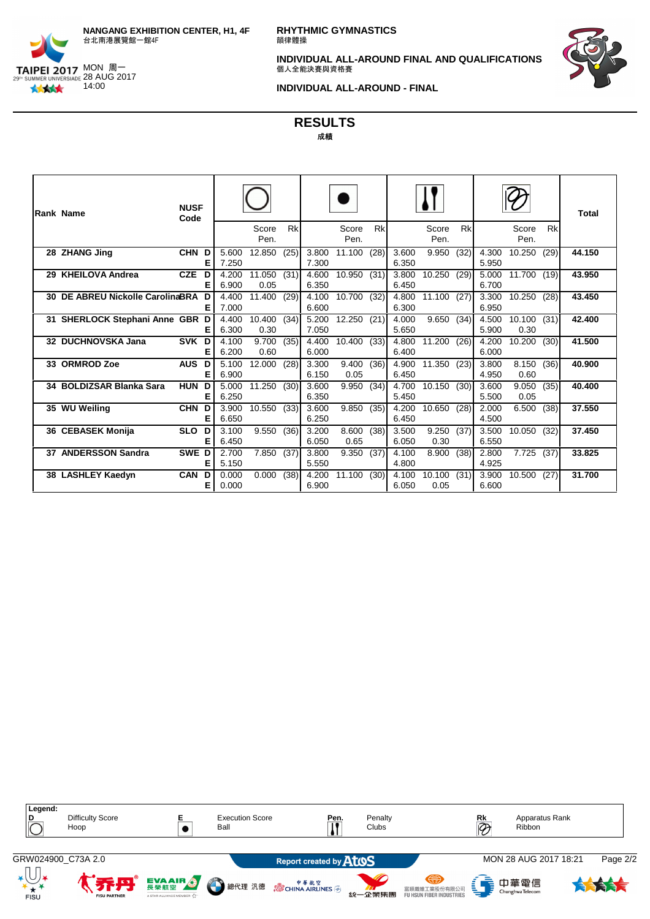NANGANG EXHIBITION CENTER, H1, 4F
台北南港展覽館一館4F

MON 周一
28 AUG 2017
14:00

RHYTHMIC GYMNASTICS
韻律體操

INDIVIDUAL ALL-AROUND FINAL AND QUALIFICATIONS
個人全能決賽與資格賽

INDIVIDUAL ALL-AROUND - FINAL

# RESULTS
成績

| Rank | Name | NUSF Code | | Hoop D/E | Hoop Score Pen. | Hoop Rk | Ball D/E | Ball Score Pen. | Ball Rk | Clubs D/E | Clubs Score Pen. | Clubs Rk | Ribbon D/E | Ribbon Score Pen. | Ribbon Rk | Total |
|---|---|---|---|---|---|---|---|---|---|---|---|---|---|---|---|---|
| 28 | ZHANG Jing | CHN | D | 5.600 | 12.850 | (25) | 3.800 | 11.100 | (28) | 3.600 | 9.950 | (32) | 4.300 | 10.250 | (29) | 44.150 |
| | | | E | 7.250 | | | 7.300 | | | 6.350 | | | 5.950 | | | |
| 29 | KHEILOVA Andrea | CZE | D | 4.200 | 11.050 | (31) | 4.600 | 10.950 | (31) | 3.800 | 10.250 | (29) | 5.000 | 11.700 | (19) | 43.950 |
| | | | E | 6.900 | 0.05 | | 6.350 | | | 6.450 | | | 6.700 | | | |
| 30 | DE ABREU Nickolle Carolina | BRA | D | 4.400 | 11.400 | (29) | 4.100 | 10.700 | (32) | 4.800 | 11.100 | (27) | 3.300 | 10.250 | (28) | 43.450 |
| | | | E | 7.000 | | | 6.600 | | | 6.300 | | | 6.950 | | | |
| 31 | SHERLOCK Stephani Anne | GBR | D | 4.400 | 10.400 | (34) | 5.200 | 12.250 | (21) | 4.000 | 9.650 | (34) | 4.500 | 10.100 | (31) | 42.400 |
| | | | E | 6.300 | 0.30 | | 7.050 | | | 5.650 | | | 5.900 | 0.30 | | |
| 32 | DUCHNOVSKA Jana | SVK | D | 4.100 | 9.700 | (35) | 4.400 | 10.400 | (33) | 4.800 | 11.200 | (26) | 4.200 | 10.200 | (30) | 41.500 |
| | | | E | 6.200 | 0.60 | | 6.000 | | | 6.400 | | | 6.000 | | | |
| 33 | ORMROD Zoe | AUS | D | 5.100 | 12.000 | (28) | 3.300 | 9.400 | (36) | 4.900 | 11.350 | (23) | 3.800 | 8.150 | (36) | 40.900 |
| | | | E | 6.900 | | | 6.150 | 0.05 | | 6.450 | | | 4.950 | 0.60 | | |
| 34 | BOLDIZSAR Blanka Sara | HUN | D | 5.000 | 11.250 | (30) | 3.600 | 9.950 | (34) | 4.700 | 10.150 | (30) | 3.600 | 9.050 | (35) | 40.400 |
| | | | E | 6.250 | | | 6.350 | | | 5.450 | | | 5.500 | 0.05 | | |
| 35 | WU Weiling | CHN | D | 3.900 | 10.550 | (33) | 3.600 | 9.850 | (35) | 4.200 | 10.650 | (28) | 2.000 | 6.500 | (38) | 37.550 |
| | | | E | 6.650 | | | 6.250 | | | 6.450 | | | 4.500 | | | |
| 36 | CEBASEK Monija | SLO | D | 3.100 | 9.550 | (36) | 3.200 | 8.600 | (38) | 3.500 | 9.250 | (37) | 3.500 | 10.050 | (32) | 37.450 |
| | | | E | 6.450 | | | 6.050 | 0.65 | | 6.050 | 0.30 | | 6.550 | | | |
| 37 | ANDERSSON Sandra | SWE | D | 2.700 | 7.850 | (37) | 3.800 | 9.350 | (37) | 4.100 | 8.900 | (38) | 2.800 | 7.725 | (37) | 33.825 |
| | | | E | 5.150 | | | 5.550 | | | 4.800 | | | 4.925 | | | |
| 38 | LASHLEY Kaedyn | CAN | D | 0.000 | 0.000 | (38) | 4.200 | 11.100 | (30) | 4.100 | 10.100 | (31) | 3.900 | 10.500 | (27) | 31.700 |
| | | | E | 0.000 | | | 6.900 | | | 6.050 | 0.05 | | 6.600 | | | |

Legend:

| | | | | | | | |
|---|---|---|---|---|---|---|---|
| D | Difficulty Score | E | Execution Score | Pen. | Penalty | Rk | Apparatus Rank |
| (Hoop) | Hoop | (Ball) | Ball | (Clubs) | Clubs | (Ribbon) | Ribbon |

GRW024900_C73A 2.0 — Report created by Atos — MON 28 AUG 2017 18:21